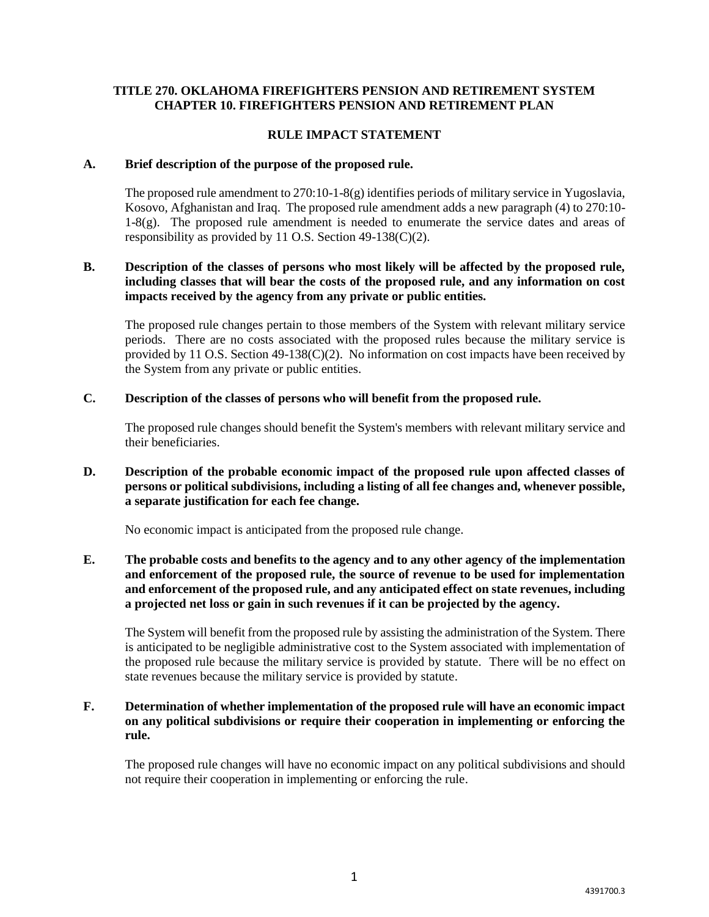**TITLE 270. OKLAHOMA FIREFIGHTERS PENSION AND RETIREMENT SYSTEM**
**CHAPTER 10. FIREFIGHTERS PENSION AND RETIREMENT PLAN**

**RULE IMPACT STATEMENT**

**A. Brief description of the purpose of the proposed rule.**

The proposed rule amendment to 270:10-1-8(g) identifies periods of military service in Yugoslavia, Kosovo, Afghanistan and Iraq. The proposed rule amendment adds a new paragraph (4) to 270:10-1-8(g). The proposed rule amendment is needed to enumerate the service dates and areas of responsibility as provided by 11 O.S. Section 49-138(C)(2).

**B. Description of the classes of persons who most likely will be affected by the proposed rule, including classes that will bear the costs of the proposed rule, and any information on cost impacts received by the agency from any private or public entities.**

The proposed rule changes pertain to those members of the System with relevant military service periods. There are no costs associated with the proposed rules because the military service is provided by 11 O.S. Section 49-138(C)(2). No information on cost impacts have been received by the System from any private or public entities.

**C. Description of the classes of persons who will benefit from the proposed rule.**

The proposed rule changes should benefit the System's members with relevant military service and their beneficiaries.

**D. Description of the probable economic impact of the proposed rule upon affected classes of persons or political subdivisions, including a listing of all fee changes and, whenever possible, a separate justification for each fee change.**

No economic impact is anticipated from the proposed rule change.

**E. The probable costs and benefits to the agency and to any other agency of the implementation and enforcement of the proposed rule, the source of revenue to be used for implementation and enforcement of the proposed rule, and any anticipated effect on state revenues, including a projected net loss or gain in such revenues if it can be projected by the agency.**

The System will benefit from the proposed rule by assisting the administration of the System. There is anticipated to be negligible administrative cost to the System associated with implementation of the proposed rule because the military service is provided by statute. There will be no effect on state revenues because the military service is provided by statute.

**F. Determination of whether implementation of the proposed rule will have an economic impact on any political subdivisions or require their cooperation in implementing or enforcing the rule.**

The proposed rule changes will have no economic impact on any political subdivisions and should not require their cooperation in implementing or enforcing the rule.

4391700.3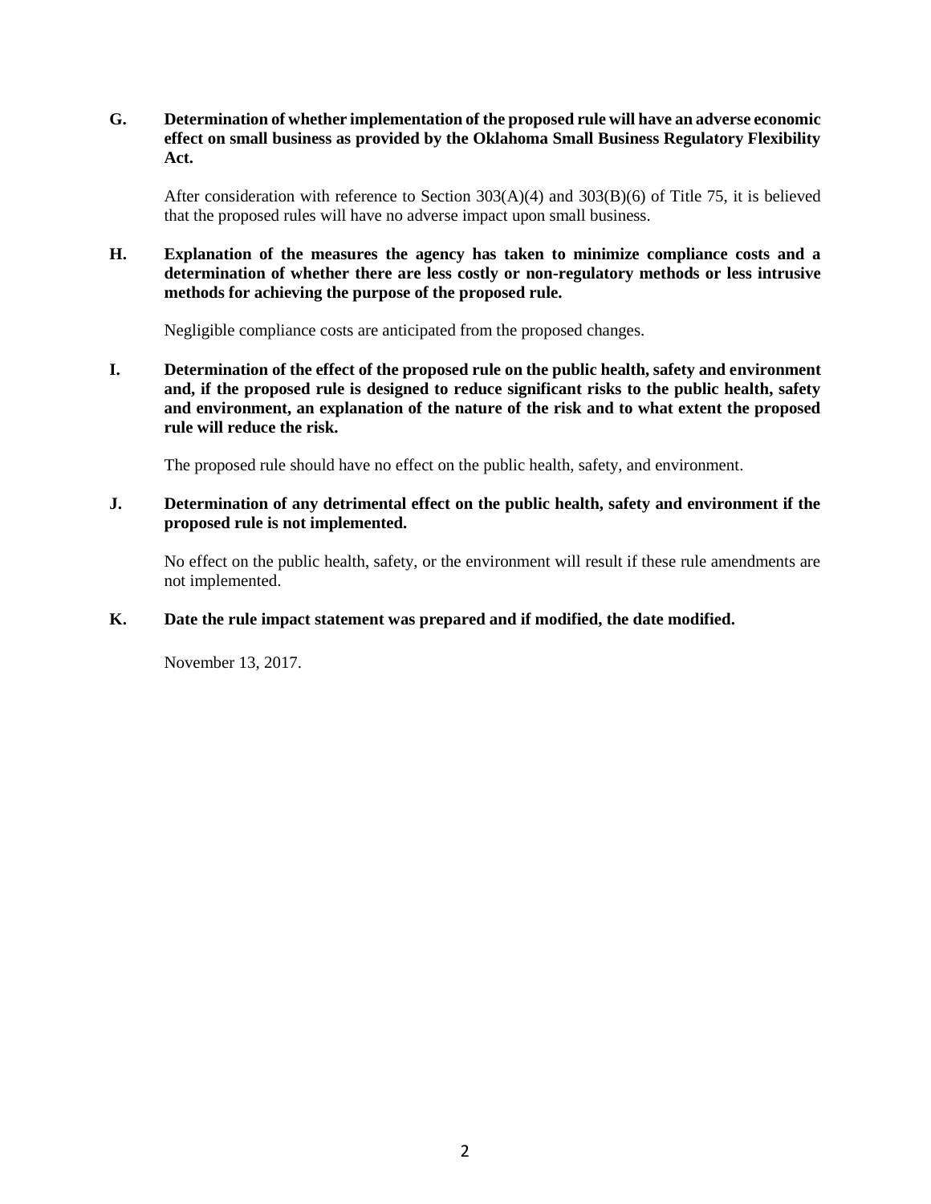**G. Determination of whether implementation of the proposed rule will have an adverse economic effect on small business as provided by the Oklahoma Small Business Regulatory Flexibility Act.**

After consideration with reference to Section 303(A)(4) and 303(B)(6) of Title 75, it is believed that the proposed rules will have no adverse impact upon small business.

**H. Explanation of the measures the agency has taken to minimize compliance costs and a determination of whether there are less costly or non-regulatory methods or less intrusive methods for achieving the purpose of the proposed rule.**

Negligible compliance costs are anticipated from the proposed changes.

**I. Determination of the effect of the proposed rule on the public health, safety and environment and, if the proposed rule is designed to reduce significant risks to the public health, safety and environment, an explanation of the nature of the risk and to what extent the proposed rule will reduce the risk.**

The proposed rule should have no effect on the public health, safety, and environment.

**J. Determination of any detrimental effect on the public health, safety and environment if the proposed rule is not implemented.**

No effect on the public health, safety, or the environment will result if these rule amendments are not implemented.

**K. Date the rule impact statement was prepared and if modified, the date modified.**

November 13, 2017.